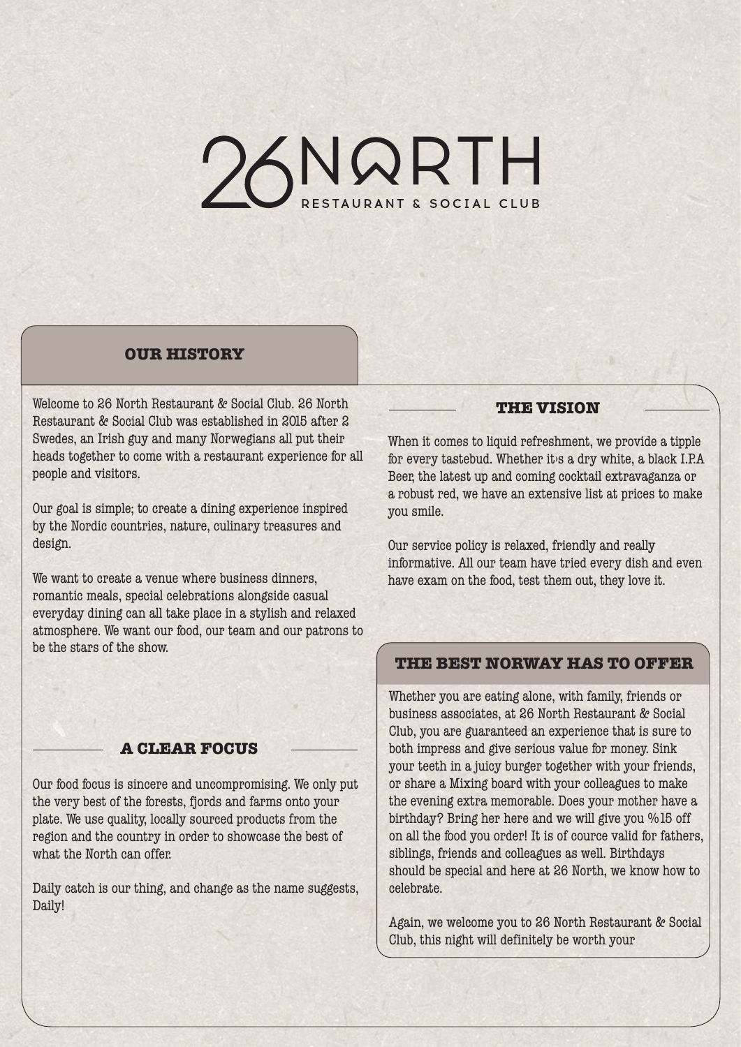# 26 NORTH

RESTAURANT & SOCIAL CLUB

## OUR HISTORY

Welcome to 26 North Restaurant & Social Club. 26 North Restaurant & Social Club was established in 2015 after 2 Swedes, an Irish guy and many Norwegians all put their heads together to come with a restaurant experience for all people and visitors.

Our goal is simple; to create a dining experience inspired by the Nordic countries, nature, culinary treasures and design.

We want to create a venue where business dinners, romantic meals, special celebrations alongside casual everyday dining can all take place in a stylish and relaxed atmosphere. We want our food, our team and our patrons to be the stars of the show.

## A CLEAR FOCUS

Our food focus is sincere and uncompromising. We only put the very best of the forests, fjords and farms onto your plate. We use quality, locally sourced products from the region and the country in order to showcase the best of what the North can offer.

Daily catch is our thing, and change as the name suggests, Daily!

## THE VISION

When it comes to liquid refreshment, we provide a tipple for every tastebud. Whether it›s a dry white, a black I.P.A Beer, the latest up and coming cocktail extravaganza or a robust red, we have an extensive list at prices to make you smile.

Our service policy is relaxed, friendly and really informative. All our team have tried every dish and even have exam on the food, test them out, they love it.

## THE BEST NORWAY HAS TO OFFER

Whether you are eating alone, with family, friends or business associates, at 26 North Restaurant & Social Club, you are guaranteed an experience that is sure to both impress and give serious value for money. Sink your teeth in a juicy burger together with your friends, or share a Mixing board with your colleagues to make the evening extra memorable. Does your mother have a birthday? Bring her here and we will give you %15 off on all the food you order! It is of cource valid for fathers, siblings, friends and colleagues as well. Birthdays should be special and here at 26 North, we know how to celebrate.

Again, we welcome you to 26 North Restaurant & Social Club, this night will definitely be worth your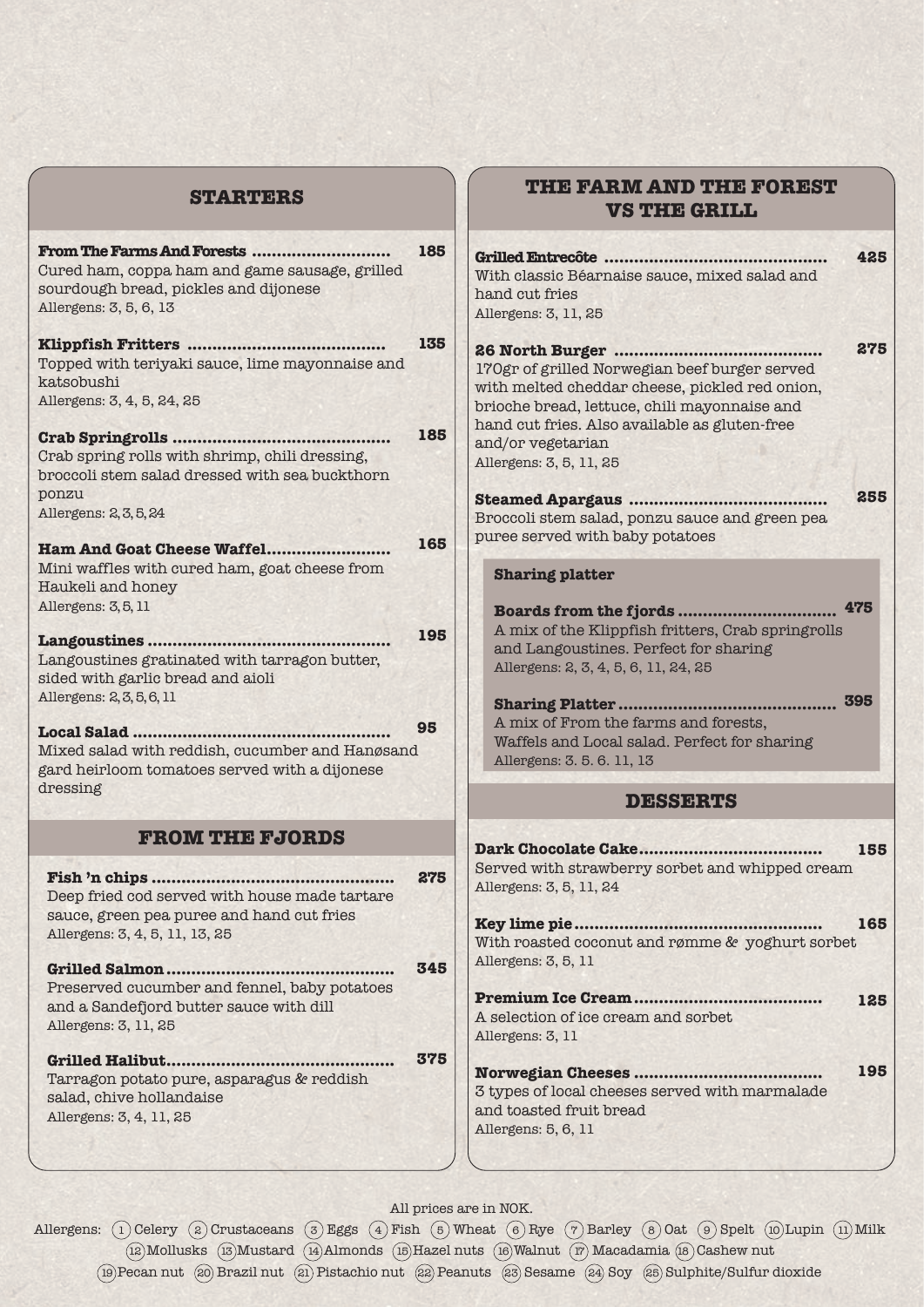## STARTERS

**From The Farms And Forests** ............................ 185
Cured ham, coppa ham and game sausage, grilled sourdough bread, pickles and dijonese
Allergens: 3, 5, 6, 13

**Klippfish Fritters** ........................................ 135
Topped with teriyaki sauce, lime mayonnaise and katsobushi
Allergens: 3, 4, 5, 24, 25

**Crab Springrolls** ............................................ 185
Crab spring rolls with shrimp, chili dressing, broccoli stem salad dressed with sea buckthorn ponzu
Allergens: 2, 3, 5, 24

**Ham And Goat Cheese Waffel**......................... 165
Mini waffles with cured ham, goat cheese from Haukeli and honey
Allergens: 3, 5, 11

**Langoustines** ................................................. 195
Langoustines gratinated with tarragon butter, sided with garlic bread and aioli
Allergens: 2, 3, 5, 6, 11

**Local Salad** .................................................... 95
Mixed salad with reddish, cucumber and Hanøsand gard heirloom tomatoes served with a dijonese dressing

## FROM THE FJORDS

**Fish 'n chips** .................................................. 275
Deep fried cod served with house made tartare sauce, green pea puree and hand cut fries
Allergens: 3, 4, 5, 11, 13, 25

**Grilled Salmon** ............................................... 345
Preserved cucumber and fennel, baby potatoes and a Sandefjord butter sauce with dill
Allergens: 3, 11, 25

**Grilled Halibut**............................................... 375
Tarragon potato pure, asparagus & reddish salad, chive hollandaise
Allergens: 3, 4, 11, 25

## THE FARM AND THE FOREST VS THE GRILL

**Grilled Entrecôte** ............................................ 425
With classic Béarnaise sauce, mixed salad and hand cut fries
Allergens: 3, 11, 25

**26 North Burger** ............................................ 275
170gr of grilled Norwegian beef burger served with melted cheddar cheese, pickled red onion, brioche bread, lettuce, chili mayonnaise and hand cut fries. Also available as gluten-free and/or vegetarian
Allergens: 3, 5, 11, 25

**Steamed Apargaus** ......................................... 255
Broccoli stem salad, ponzu sauce and green pea puree served with baby potatoes

### Sharing platter

**Boards from the fjords** .................................. 475
A mix of the Klippfish fritters, Crab springrolls and Langoustines. Perfect for sharing
Allergens: 2, 3, 4, 5, 6, 11, 24, 25

**Sharing Platter** ............................................. 395
A mix of From the farms and forests, Waffels and Local salad. Perfect for sharing
Allergens: 3. 5. 6. 11, 13

## DESSERTS

**Dark Chocolate Cake**..................................... 155
Served with strawberry sorbet and whipped cream
Allergens: 3, 5, 11, 24

**Key lime pie**.................................................. 165
With roasted coconut and rømme & yoghurt sorbet
Allergens: 3, 5, 11

**Premium Ice Cream**....................................... 125
A selection of ice cream and sorbet
Allergens: 3, 11

**Norwegian Cheeses** ...................................... 195
3 types of local cheeses served with marmalade and toasted fruit bread
Allergens: 5, 6, 11

All prices are in NOK.

Allergens: (1) Celery (2) Crustaceans (3) Eggs (4) Fish (5) Wheat (6) Rye (7) Barley (8) Oat (9) Spelt (10) Lupin (11) Milk (12) Mollusks (13) Mustard (14) Almonds (15) Hazel nuts (16) Walnut (17) Macadamia (18) Cashew nut (19) Pecan nut (20) Brazil nut (21) Pistachio nut (22) Peanuts (23) Sesame (24) Soy (25) Sulphite/Sulfur dioxide